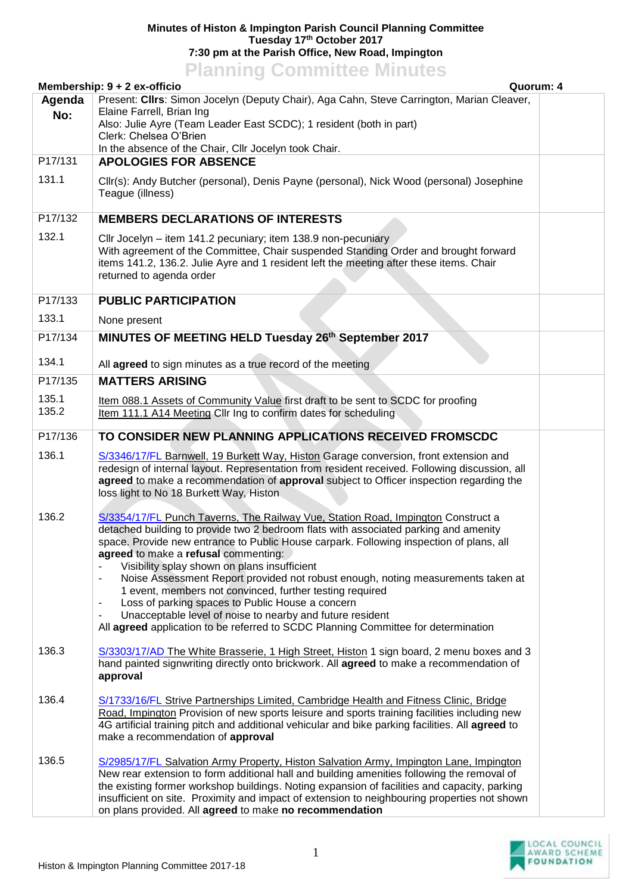**Minutes of Histon & Impington Parish Council Planning Committee**
**Tuesday 17th October 2017**
**7:30 pm at the Parish Office, New Road, Impington**

# Planning Committee Minutes

**Membership: 9 + 2 ex-officio** — **Quorum: 4**

| Agenda No: | | |
|---|---|---|
| | Present: **Cllrs**: Simon Jocelyn (Deputy Chair), Aga Cahn, Steve Carrington, Marian Cleaver, Elaine Farrell, Brian Ing<br>Also: Julie Ayre (Team Leader East SCDC); 1 resident (both in part)<br>Clerk: Chelsea O'Brien<br>In the absence of the Chair, Cllr Jocelyn took Chair. | |
| P17/131 | **APOLOGIES FOR ABSENCE** | |
| 131.1 | Cllr(s): Andy Butcher (personal), Denis Payne (personal), Nick Wood (personal) Josephine Teague (illness) | |
| P17/132 | **MEMBERS DECLARATIONS OF INTERESTS** | |
| 132.1 | Cllr Jocelyn – item 141.2 pecuniary; item 138.9 non-pecuniary<br>With agreement of the Committee, Chair suspended Standing Order and brought forward items 141.2, 136.2. Julie Ayre and 1 resident left the meeting after these items. Chair returned to agenda order | |
| P17/133 | **PUBLIC PARTICIPATION** | |
| 133.1 | None present | |
| P17/134 | **MINUTES OF MEETING HELD Tuesday 26th September 2017** | |
| 134.1 | All **agreed** to sign minutes as a true record of the meeting | |
| P17/135 | **MATTERS ARISING** | |
| 135.1<br>135.2 | Item 088.1 Assets of Community Value first draft to be sent to SCDC for proofing<br>Item 111.1 A14 Meeting Cllr Ing to confirm dates for scheduling | |
| P17/136 | **TO CONSIDER NEW PLANNING APPLICATIONS RECEIVED FROMSCDC** | |
| 136.1 | S/3346/17/FL Barnwell, 19 Burkett Way, Histon Garage conversion, front extension and redesign of internal layout. Representation from resident received. Following discussion, all **agreed** to make a recommendation of **approval** subject to Officer inspection regarding the loss light to No 18 Burkett Way, Histon | |
| 136.2 | S/3354/17/FL Punch Taverns, The Railway Vue, Station Road, Impington Construct a detached building to provide two 2 bedroom flats with associated parking and amenity space. Provide new entrance to Public House carpark. Following inspection of plans, all **agreed** to make a **refusal** commenting:<br>- Visibility splay shown on plans insufficient<br>- Noise Assessment Report provided not robust enough, noting measurements taken at 1 event, members not convinced, further testing required<br>- Loss of parking spaces to Public House a concern<br>- Unacceptable level of noise to nearby and future resident<br>All **agreed** application to be referred to SCDC Planning Committee for determination | |
| 136.3 | S/3303/17/AD The White Brasserie, 1 High Street, Histon 1 sign board, 2 menu boxes and 3 hand painted signwriting directly onto brickwork. All **agreed** to make a recommendation of **approval** | |
| 136.4 | S/1733/16/FL Strive Partnerships Limited, Cambridge Health and Fitness Clinic, Bridge Road, Impington Provision of new sports leisure and sports training facilities including new 4G artificial training pitch and additional vehicular and bike parking facilities. All **agreed** to make a recommendation of **approval** | |
| 136.5 | S/2985/17/FL Salvation Army Property, Histon Salvation Army, Impington Lane, Impington New rear extension to form additional hall and building amenities following the removal of the existing former workshop buildings. Noting expansion of facilities and capacity, parking insufficient on site. Proximity and impact of extension to neighbouring properties not shown on plans provided. All **agreed** to make **no recommendation** | |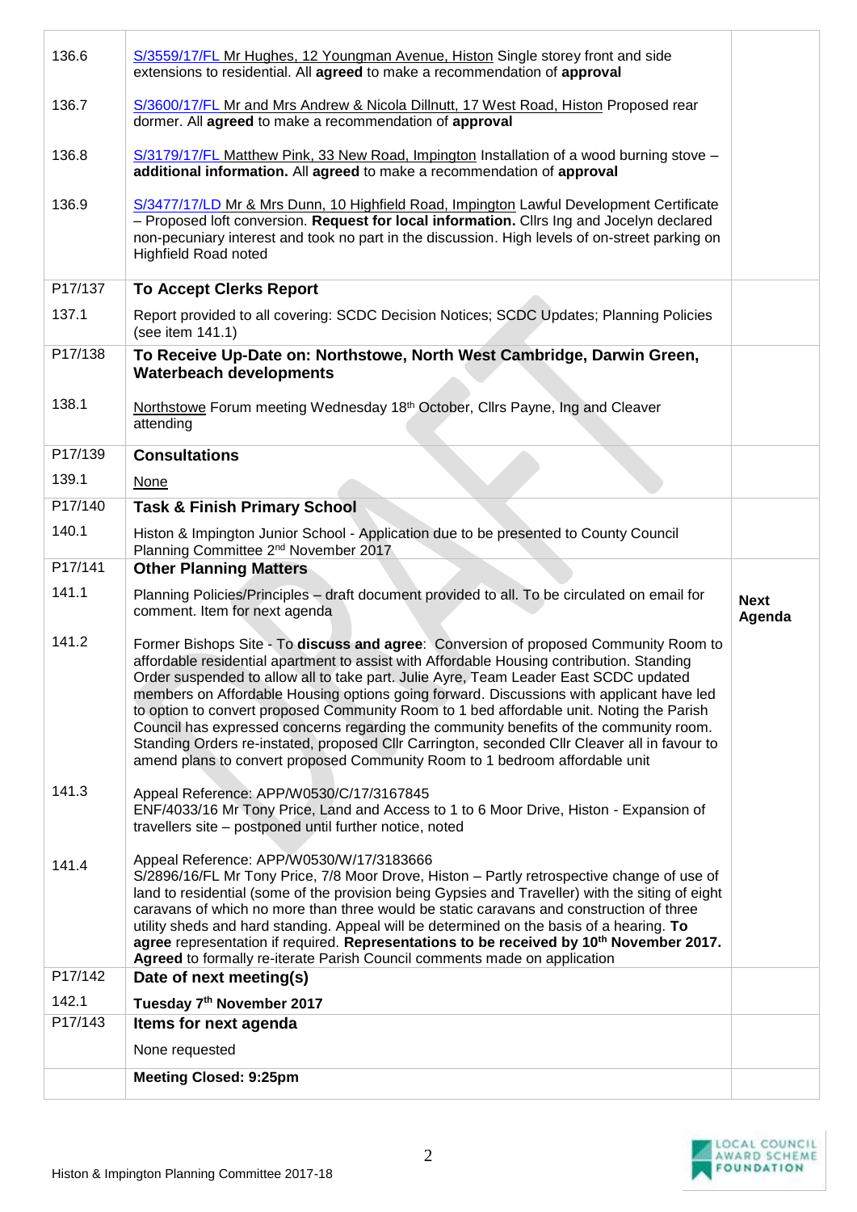| | | |
|---|---|---|
| 136.6 | S/3559/17/FL Mr Hughes, 12 Youngman Avenue, Histon Single storey front and side extensions to residential. All **agreed** to make a recommendation of **approval** | |
| 136.7 | S/3600/17/FL Mr and Mrs Andrew & Nicola Dillnutt, 17 West Road, Histon Proposed rear dormer. All **agreed** to make a recommendation of **approval** | |
| 136.8 | S/3179/17/FL Matthew Pink, 33 New Road, Impington Installation of a wood burning stove – **additional information.** All **agreed** to make a recommendation of **approval** | |
| 136.9 | S/3477/17/LD Mr & Mrs Dunn, 10 Highfield Road, Impington Lawful Development Certificate – Proposed loft conversion. **Request for local information.** Cllrs Ing and Jocelyn declared non-pecuniary interest and took no part in the discussion. High levels of on-street parking on Highfield Road noted | |
| P17/137 | **To Accept Clerks Report** | |
| 137.1 | Report provided to all covering: SCDC Decision Notices; SCDC Updates; Planning Policies (see item 141.1) | |
| P17/138 | **To Receive Up-Date on: Northstowe, North West Cambridge, Darwin Green, Waterbeach developments** | |
| 138.1 | Northstowe Forum meeting Wednesday 18th October, Cllrs Payne, Ing and Cleaver attending | |
| P17/139 | **Consultations** | |
| 139.1 | None | |
| P17/140 | **Task & Finish Primary School** | |
| 140.1 | Histon & Impington Junior School - Application due to be presented to County Council Planning Committee 2nd November 2017 | |
| P17/141 | **Other Planning Matters** | |
| 141.1 | Planning Policies/Principles – draft document provided to all. To be circulated on email for comment. Item for next agenda | **Next Agenda** |
| 141.2 | Former Bishops Site - To **discuss and agree**: Conversion of proposed Community Room to affordable residential apartment to assist with Affordable Housing contribution. Standing Order suspended to allow all to take part. Julie Ayre, Team Leader East SCDC updated members on Affordable Housing options going forward. Discussions with applicant have led to option to convert proposed Community Room to 1 bed affordable unit. Noting the Parish Council has expressed concerns regarding the community benefits of the community room. Standing Orders re-instated, proposed Cllr Carrington, seconded Cllr Cleaver all in favour to amend plans to convert proposed Community Room to 1 bedroom affordable unit | |
| 141.3 | Appeal Reference: APP/W0530/C/17/3167845<br>ENF/4033/16 Mr Tony Price, Land and Access to 1 to 6 Moor Drive, Histon - Expansion of travellers site – postponed until further notice, noted | |
| 141.4 | Appeal Reference: APP/W0530/W/17/3183666<br>S/2896/16/FL Mr Tony Price, 7/8 Moor Drove, Histon – Partly retrospective change of use of land to residential (some of the provision being Gypsies and Traveller) with the siting of eight caravans of which no more than three would be static caravans and construction of three utility sheds and hard standing. Appeal will be determined on the basis of a hearing. **To agree** representation if required. **Representations to be received by 10th November 2017. Agreed** to formally re-iterate Parish Council comments made on application | |
| P17/142 | **Date of next meeting(s)** | |
| 142.1 | **Tuesday 7th November 2017** | |
| P17/143 | **Items for next agenda** | |
| | None requested | |
| | **Meeting Closed: 9:25pm** | |